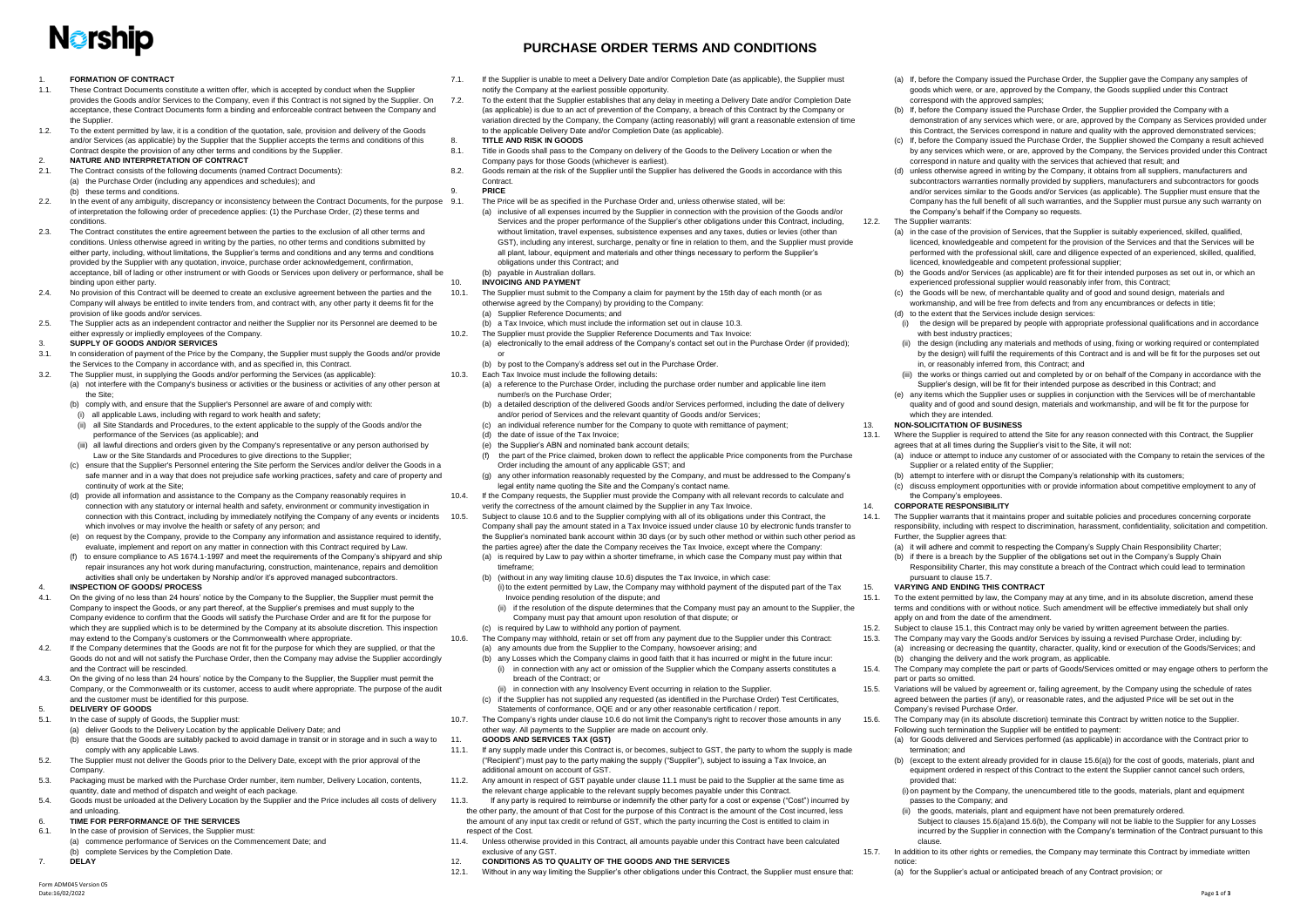Norship

# PURCHASE ORDER TERMS AND CONDITIONS

## 1. FORMATION OF CONTRACT

1.1. These Contract Documents constitute a written offer, which is accepted by conduct when the Supplier provides the Goods and/or Services to the Company, even if this Contract is not signed by the Supplier. On acceptance, these Contract Documents form a binding and enforceable contract between the Company and the Supplier.

1.2. To the extent permitted by law, it is a condition of the quotation, sale, provision and delivery of the Goods and/or Services (as applicable) by the Supplier that the Supplier accepts the terms and conditions of this Contract despite the provision of any other terms and conditions by the Supplier.

## 2. NATURE AND INTERPRETATION OF CONTRACT

2.1. The Contract consists of the following documents (named Contract Documents):

(a) the Purchase Order (including any appendices and schedules); and

(b) these terms and conditions.

2.2. In the event of any ambiguity, discrepancy or inconsistency between the Contract Documents, for the purpose of interpretation the following order of precedence applies: (1) the Purchase Order, (2) these terms and conditions.

2.3. The Contract constitutes the entire agreement between the parties to the exclusion of all other terms and conditions. Unless otherwise agreed in writing by the parties, no other terms and conditions submitted by either party, including, without limitations, the Supplier's terms and conditions and any terms and conditions provided by the Supplier with any quotation, invoice, purchase order acknowledgement, confirmation, acceptance, bill of lading or other instrument or with Goods or Services upon delivery or performance, shall be binding upon either party.

2.4. No provision of this Contract will be deemed to create an exclusive agreement between the parties and the Company will always be entitled to invite tenders from, and contract with, any other party it deems fit for the provision of like goods and/or services.

2.5. The Supplier acts as an independent contractor and neither the Supplier nor its Personnel are deemed to be either expressly or impliedly employees of the Company.

## 3. SUPPLY OF GOODS AND/OR SERVICES

3.1. In consideration of payment of the Price by the Company, the Supplier must supply the Goods and/or provide the Services to the Company in accordance with, and as specified in, this Contract.

3.2. The Supplier must, in supplying the Goods and/or performing the Services (as applicable):

(a) not interfere with the Company's business or activities or the business or activities of any other person at the Site;

(b) comply with, and ensure that the Supplier's Personnel are aware of and comply with:

(i) all applicable Laws, including with regard to work health and safety;

(ii) all Site Standards and Procedures, to the extent applicable to the supply of the Goods and/or the performance of the Services (as applicable); and

(iii) all lawful directions and orders given by the Company's representative or any person authorised by Law or the Site Standards and Procedures to give directions to the Supplier;

(c) ensure that the Supplier's Personnel entering the Site perform the Services and/or deliver the Goods in a safe manner and in a way that does not prejudice safe working practices, safety and care of property and continuity of work at the Site;

(d) provide all information and assistance to the Company as the Company reasonably requires in connection with any statutory or internal health and safety, environment or community investigation in connection with this Contract, including by immediately notifying the Company of any events or incidents which involves or may involve the health or safety of any person; and

(e) on request by the Company, provide to the Company any information and assistance required to identify, evaluate, implement and report on any matter in connection with this Contract required by Law.

(f) to ensure compliance to AS 1674.1-1997 and meet the requirements of the Company's shipyard and ship repair insurances any hot work during manufacturing, construction, maintenance, repairs and demolition activities shall only be undertaken by Norship and/or it's approved managed subcontractors.

## 4. INSPECTION OF GOODS/ PROCESS

4.1. On the giving of no less than 24 hours' notice by the Company to the Supplier, the Supplier must permit the Company to inspect the Goods, or any part thereof, at the Supplier's premises and must supply to the Company evidence to confirm that the Goods will satisfy the Purchase Order and are fit for the purpose for which they are supplied which is to be determined by the Company at its absolute discretion. This inspection may extend to the Company's customers or the Commonwealth where appropriate.

4.2. If the Company determines that the Goods are not fit for the purpose for which they are supplied, or that the Goods do not and will not satisfy the Purchase Order, then the Company may advise the Supplier accordingly and the Contract will be rescinded.

4.3. On the giving of no less than 24 hours' notice by the Company to the Supplier, the Supplier must permit the Company, or the Commonwealth or its customer, access to audit where appropriate. The purpose of the audit and the customer must be identified for this purpose.

## 5. DELIVERY OF GOODS

5.1. In the case of supply of Goods, the Supplier must:

(a) deliver Goods to the Delivery Location by the applicable Delivery Date; and

(b) ensure that the Goods are suitably packed to avoid damage in transit or in storage and in such a way to comply with any applicable Laws.

5.2. The Supplier must not deliver the Goods prior to the Delivery Date, except with the prior approval of the Company.

5.3. Packaging must be marked with the Purchase Order number, item number, Delivery Location, contents, quantity, date and method of dispatch and weight of each package.

5.4. Goods must be unloaded at the Delivery Location by the Supplier and the Price includes all costs of delivery and unloading.

## 6. TIME FOR PERFORMANCE OF THE SERVICES

6.1. In the case of provision of Services, the Supplier must:

(a) commence performance of Services on the Commencement Date; and

(b) complete Services by the Completion Date.

## 7. DELAY

7.1. If the Supplier is unable to meet a Delivery Date and/or Completion Date (as applicable), the Supplier must notify the Company at the earliest possible opportunity.

7.2. To the extent that the Supplier establishes that any delay in meeting a Delivery Date and/or Completion Date (as applicable) is due to an act of prevention of the Company, a breach of this Contract by the Company or variation directed by the Company, the Company (acting reasonably) will grant a reasonable extension of time to the applicable Delivery Date and/or Completion Date (as applicable).

## 8. TITLE AND RISK IN GOODS

8.1. Title in Goods shall pass to the Company on delivery of the Goods to the Delivery Location or when the Company pays for those Goods (whichever is earliest).

8.2. Goods remain at the risk of the Supplier until the Supplier has delivered the Goods in accordance with this Contract.

## 9. PRICE

9.1. The Price will be as specified in the Purchase Order and, unless otherwise stated, will be:

(a) inclusive of all expenses incurred by the Supplier in connection with the provision of the Goods and/or Services and the proper performance of the Supplier's other obligations under this Contract, including, without limitation, travel expenses, subsistence expenses and any taxes, duties or levies (other than GST), including any interest, surcharge, penalty or fine in relation to them, and the Supplier must provide all plant, labour, equipment and materials and other things necessary to perform the Supplier's obligations under this Contract; and

(b) payable in Australian dollars.

## 10. INVOICING AND PAYMENT

10.1. The Supplier must submit to the Company a claim for payment by the 15th day of each month (or as otherwise agreed by the Company) by providing to the Company:

(a) Supplier Reference Documents; and

(b) a Tax Invoice, which must include the information set out in clause 10.3.

10.2. The Supplier must provide the Supplier Reference Documents and Tax Invoice:

(a) electronically to the email address of the Company's contact set out in the Purchase Order (if provided); or

(b) by post to the Company's address set out in the Purchase Order.

10.3. Each Tax Invoice must include the following details:

(a) a reference to the Purchase Order, including the purchase order number and applicable line item number/s on the Purchase Order;

(b) a detailed description of the delivered Goods and/or Services performed, including the date of delivery and/or period of Services and the relevant quantity of Goods and/or Services;

(c) an individual reference number for the Company to quote with remittance of payment;

(d) the date of issue of the Tax Invoice;

(e) the Supplier's ABN and nominated bank account details;

(f) the part of the Price claimed, broken down to reflect the applicable Price components from the Purchase Order including the amount of any applicable GST; and

(g) any other information reasonably requested by the Company, and must be addressed to the Company's legal entity name quoting the Site and the Company's contact name.

10.4. If the Company requests, the Supplier must provide the Company with all relevant records to calculate and verify the correctness of the amount claimed by the Supplier in any Tax Invoice.

10.5. Subject to clause 10.6 and to the Supplier complying with all of its obligations under this Contract, the Company shall pay the amount stated in a Tax Invoice issued under clause 10 by electronic funds transfer to the Supplier's nominated bank account within 30 days (or by such other method or within such other period as the parties agree) after the date the Company receives the Tax Invoice, except where the Company:

(a) is required by Law to pay within a shorter timeframe, in which case the Company must pay within that timeframe;

(b) (without in any way limiting clause 10.6) disputes the Tax Invoice, in which case:

(i) to the extent permitted by Law, the Company may withhold payment of the disputed part of the Tax Invoice pending resolution of the dispute; and

(ii) if the resolution of the dispute determines that the Company must pay an amount to the Supplier, the Company must pay that amount upon resolution of that dispute; or

(c) is required by Law to withhold any portion of payment.

10.6. The Company may withhold, retain or set off from any payment due to the Supplier under this Contract:

(a) any amounts due from the Supplier to the Company, howsoever arising; and

(b) any Losses which the Company claims in good faith that it has incurred or might in the future incur:

(i) in connection with any act or omission of the Supplier which the Company asserts constitutes a breach of the Contract; or

(ii) in connection with any Insolvency Event occurring in relation to the Supplier.

(c) if the Supplier has not supplied any requested (as identified in the Purchase Order) Test Certificates, Statements of conformance, OQE and or any other reasonable certification / report.

10.7. The Company's rights under clause 10.6 do not limit the Company's right to recover those amounts in any other way. All payments to the Supplier are made on account only.

## 11. GOODS AND SERVICES TAX (GST)

11.1. If any supply made under this Contract is, or becomes, subject to GST, the party to whom the supply is made ("Recipient") must pay to the party making the supply ("Supplier"), subject to issuing a Tax Invoice, an additional amount on account of GST.

11.2. Any amount in respect of GST payable under clause 11.1 must be paid to the Supplier at the same time as the relevant charge applicable to the relevant supply becomes payable under this Contract.

11.3. If any party is required to reimburse or indemnify the other party for a cost or expense ("Cost") incurred by the other party, the amount of that Cost for the purpose of this Contract is the amount of the Cost incurred, less the amount of any input tax credit or refund of GST, which the party incurring the Cost is entitled to claim in respect of the Cost.

11.4. Unless otherwise provided in this Contract, all amounts payable under this Contract have been calculated exclusive of any GST.

## 12. CONDITIONS AS TO QUALITY OF THE GOODS AND THE SERVICES

12.1. Without in any way limiting the Supplier's other obligations under this Contract, the Supplier must ensure that:

(a) If, before the Company issued the Purchase Order, the Supplier gave the Company any samples of goods which were, or are, approved by the Company, the Goods supplied under this Contract correspond with the approved samples;

(b) If, before the Company issued the Purchase Order, the Supplier provided the Company with a demonstration of any services which were, or are, approved by the Company as Services provided under this Contract, the Services correspond in nature and quality with the approved demonstrated services;

(c) If, before the Company issued the Purchase Order, the Supplier showed the Company a result achieved by any services which were, or are, approved by the Company, the Services provided under this Contract correspond in nature and quality with the services that achieved that result; and

(d) unless otherwise agreed in writing by the Company, it obtains from all suppliers, manufacturers and subcontractors warranties normally provided by suppliers, manufacturers and subcontractors for goods and/or services similar to the Goods and/or Services (as applicable). The Supplier must ensure that the Company has the full benefit of all such warranties, and the Supplier must pursue any such warranty on the Company's behalf if the Company so requests.

12.2. The Supplier warrants:

(a) in the case of the provision of Services, that the Supplier is suitably experienced, skilled, qualified, licenced, knowledgeable and competent for the provision of the Services and that the Services will be performed with the professional skill, care and diligence expected of an experienced, skilled, qualified, licenced, knowledgeable and competent professional supplier;

(b) the Goods and/or Services (as applicable) are fit for their intended purposes as set out in, or which an experienced professional supplier would reasonably infer from, this Contract;

(c) the Goods will be new, of merchantable quality and of good and sound design, materials and workmanship, and will be free from defects and from any encumbrances or defects in title;

(d) to the extent that the Services include design services:

(i) the design will be prepared by people with appropriate professional qualifications and in accordance with best industry practices;

(ii) the design (including any materials and methods of using, fixing or working required or contemplated by the design) will fulfil the requirements of this Contract and is and will be fit for the purposes set out in, or reasonably inferred from, this Contract; and

(iii) the works or things carried out and completed by or on behalf of the Company in accordance with the Supplier's design, will be fit for their intended purpose as described in this Contract; and

(e) any items which the Supplier uses or supplies in conjunction with the Services will be of merchantable quality and of good and sound design, materials and workmanship, and will be fit for the purpose for which they are intended.

## 13. NON-SOLICITATION OF BUSINESS

13.1. Where the Supplier is required to attend the Site for any reason connected with this Contract, the Supplier agrees that at all times during the Supplier's visit to the Site, it will not:

(a) induce or attempt to induce any customer of or associated with the Company to retain the services of the Supplier or a related entity of the Supplier;

(b) attempt to interfere with or disrupt the Company's relationship with its customers;

(c) discuss employment opportunities with or provide information about competitive employment to any of the Company's employees.

## 14. CORPORATE RESPONSIBILITY

14.1. The Supplier warrants that it maintains proper and suitable policies and procedures concerning corporate responsibility, including with respect to discrimination, harassment, confidentiality, solicitation and competition. Further, the Supplier agrees that:

(a) it will adhere and commit to respecting the Company's Supply Chain Responsibility Charter;

(b) if there is a breach by the Supplier of the obligations set out in the Company's Supply Chain Responsibility Charter, this may constitute a breach of the Contract which could lead to termination pursuant to clause 15.7.

## 15. VARYING AND ENDING THIS CONTRACT

15.1. To the extent permitted by law, the Company may at any time, and in its absolute discretion, amend these terms and conditions with or without notice. Such amendment will be effective immediately but shall only apply on and from the date of the amendment.

15.2. Subject to clause 15.1, this Contract may only be varied by written agreement between the parties.

15.3. The Company may vary the Goods and/or Services by issuing a revised Purchase Order, including by:

(a) increasing or decreasing the quantity, character, quality, kind or execution of the Goods/Services; and

(b) changing the delivery and the work program, as applicable.

15.4. The Company may complete the part or parts of Goods/Services omitted or may engage others to perform the part or parts so omitted.

15.5. Variations will be valued by agreement or, failing agreement, by the Company using the schedule of rates agreed between the parties (if any), or reasonable rates, and the adjusted Price will be set out in the Company's revised Purchase Order.

15.6. The Company may (in its absolute discretion) terminate this Contract by written notice to the Supplier. Following such termination the Supplier will be entitled to payment:

(a) for Goods delivered and Services performed (as applicable) in accordance with the Contract prior to termination; and

(b) (except to the extent already provided for in clause 15.6(a)) for the cost of goods, materials, plant and equipment ordered in respect of this Contract to the extent the Supplier cannot cancel such orders, provided that:

(i) on payment by the Company, the unencumbered title to the goods, materials, plant and equipment passes to the Company; and

(ii) the goods, materials, plant and equipment have not been prematurely ordered.

Subject to clauses 15.6(a)and 15.6(b), the Company will not be liable to the Supplier for any Losses incurred by the Supplier in connection with the Company's termination of the Contract pursuant to this clause.

15.7. In addition to its other rights or remedies, the Company may terminate this Contract by immediate written notice:

(a) for the Supplier's actual or anticipated breach of any Contract provision; or

Form ADM045 Version 05
Date:16/02/2022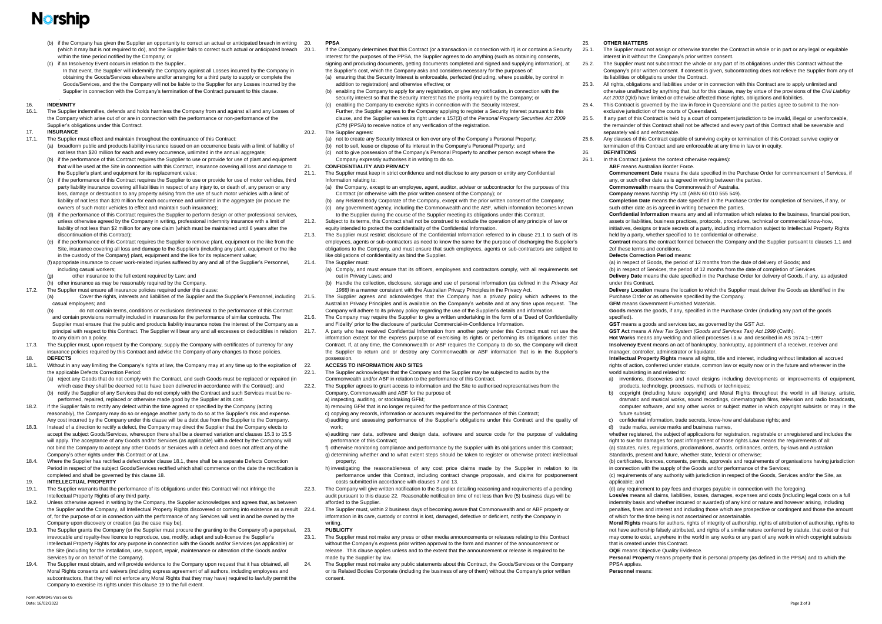(b) if the Company has given the Supplier an opportunity to correct an actual or anticipated breach in writing (which it may but is not required to do), and the Supplier fails to correct such actual or anticipated breach within the time period notified by the Company; or

(c) if an Insolvency Event occurs in relation to the Supplier..

In that event, the Supplier will indemnify the Company against all Losses incurred by the Company in obtaining the Goods/Services elsewhere and/or arranging for a third party to supply or complete the Goods/Services, and the Company will not be liable to the Supplier for any Losses incurred by the Supplier in connection with the Company's termination of the Contract pursuant to this clause.

## 16. INDEMNITY

16.1. The Supplier indemnifies, defends and holds harmless the Company from and against all and any Losses of the Company which arise out of or are in connection with the performance or non-performance of the Supplier's obligations under this Contract.

## 17. INSURANCE

17.1. The Supplier must effect and maintain throughout the continuance of this Contract:

(a) broadform public and products liability insurance issued on an occurrence basis with a limit of liability of not less than $20 million for each and every occurrence, unlimited in the annual aggregate;

(b) if the performance of this Contract requires the Supplier to use or provide for use of plant and equipment that will be used at the Site in connection with this Contract, insurance covering all loss and damage to the Supplier's plant and equipment for its replacement value;

(c) if the performance of this Contract requires the Supplier to use or provide for use of motor vehicles, third party liability insurance covering all liabilities in respect of any injury to, or death of, any person or any loss, damage or destruction to any property arising from the use of such motor vehicles with a limit of liability of not less than $20 million for each occurrence and unlimited in the aggregate (or procure the owners of such motor vehicles to effect and maintain such insurance);

(d) if the performance of this Contract requires the Supplier to perform design or other professional services, unless otherwise agreed by the Company in writing, professional indemnity insurance with a limit of liability of not less than $2 million for any one claim (which must be maintained until 6 years after the discontinuation of this Contract);

(e) if the performance of this Contract requires the Supplier to remove plant, equipment or the like from the Site, insurance covering all loss and damage to the Supplier's (including any plant, equipment or the like in the custody of the Company) plant, equipment and the like for its replacement value;

(f) appropriate insurance to cover work-related injuries suffered by any and all of the Supplier's Personnel, including casual workers;

(g) other insurance to the full extent required by Law; and

(h) other insurance as may be reasonably required by the Company.

17.2. The Supplier must ensure all insurance policies required under this clause:

(a) Cover the rights, interests and liabilities of the Supplier and the Supplier's Personnel, including casual employees; and

(b) do not contain terms, conditions or exclusions detrimental to the performance of this Contract and contain provisions normally included in insurances for the performance of similar contracts. The Supplier must ensure that the public and products liability insurance notes the interest of the Company as a principal with respect to this Contract. The Supplier will bear any and all excesses or deductibles in relation to any claim on a policy.

17.3. The Supplier must, upon request by the Company, supply the Company with certificates of currency for any insurance policies required by this Contract and advise the Company of any changes to those policies.

## 18. DEFECTS

18.1. Without in any way limiting the Company's rights at law, the Company may at any time up to the expiration of the applicable Defects Correction Period:

(a) reject any Goods that do not comply with the Contract, and such Goods must be replaced or repaired (in which case they shall be deemed not to have been delivered in accordance with the Contract); and

(b) notify the Supplier of any Services that do not comply with the Contract and such Services must be re-performed, repaired, replaced or otherwise made good by the Supplier at its cost.

18.2. If the Supplier fails to rectify any defect within the time agreed or specified by the Company (acting reasonably), the Company may do so or engage another party to do so at the Supplier's risk and expense. Any cost incurred by the Company under this clause will be a debt due from the Supplier to the Company.

18.3. Instead of a direction to rectify a defect, the Company may direct the Supplier that the Company elects to accept the subject Goods/Services, whereupon there shall be a deemed variation and clauses 15.3 to 15.5 will apply. The acceptance of any Goods and/or Services (as applicable) with a defect by the Company will not bind the Company to accept any other Goods or Services with a defect and does not affect any of the Company's other rights under this Contract or at Law.

18.4. Where the Supplier has rectified a defect under clause 18.1, there shall be a separate Defects Correction Period in respect of the subject Goods/Services rectified which shall commence on the date the rectification is completed and shall be governed by this clause 18.

## 19. INTELLECTUAL PROPERTY

19.1. The Supplier warrants that the performance of its obligations under this Contract will not infringe the Intellectual Property Rights of any third party.

19.2. Unless otherwise agreed in writing by the Company, the Supplier acknowledges and agrees that, as between the Supplier and the Company, all Intellectual Property Rights discovered or coming into existence as a result of, for the purpose of or in connection with the performance of any Services will vest in and be owned by the Company upon discovery or creation (as the case may be).

19.3. The Supplier grants the Company (or the Supplier must procure the granting to the Company of) a perpetual, irrevocable and royalty-free licence to reproduce, use, modify, adapt and sub-license the Supplier's Intellectual Property Rights for any purpose in connection with the Goods and/or Services (as applicable) or the Site (including for the installation, use, support, repair, maintenance or alteration of the Goods and/or Services by or on behalf of the Company).

19.4. The Supplier must obtain, and will provide evidence to the Company upon request that it has obtained, all Moral Rights consents and waivers (including express agreement of all authors, including employees and subcontractors, that they will not enforce any Moral Rights that they may have) required to lawfully permit the Company to exercise its rights under this clause 19 to the full extent.

## 20. PPSA

20.1. If the Company determines that this Contract (or a transaction in connection with it) is or contains a Security Interest for the purposes of the PPSA, the Supplier agrees to do anything (such as obtaining consents, signing and producing documents, getting documents completed and signed and supplying information), at the Supplier's cost, which the Company asks and considers necessary for the purposes of:

(a) ensuring that the Security Interest is enforceable, perfected (including, where possible, by control in addition to registration) and otherwise effective; or

(b) enabling the Company to apply for any registration, or give any notification, in connection with the security interest so that the Security Interest has the priority required by the Company; or

(c) enabling the Company to exercise rights in connection with the Security Interest.

Further, the Supplier agrees to the Company applying to register a Security Interest pursuant to this clause, and the Supplier waives its right under s 157(3) of the *Personal Property Securities Act 2009 (Cth)* (PPSA) to receive notice of any verification of the registration.

20.2. The Supplier agrees:

(a) not to create any Security Interest or lien over any of the Company's Personal Property;

(b) not to sell, lease or dispose of its interest in the Company's Personal Property; and

(c) not to give possession of the Company's Personal Property to another person except where the Company expressly authorises it in writing to do so.

## 21. CONFIDENTIALITY AND PRIVACY

21.1. The Supplier must keep in strict confidence and not disclose to any person or entity any Confidential Information relating to:

(a) the Company, except to an employee, agent, auditor, adviser or subcontractor for the purposes of this Contract (or otherwise with the prior written consent of the Company); or

(b) any Related Body Corporate of the Company, except with the prior written consent of the Company;

(c) any government agency, including the Commonwealth and the ABF, which information becomes known to the Supplier during the course of the Supplier meeting its obligations under this Contract.

21.2. Subject to its terms, this Contract shall not be construed to exclude the operation of any principle of law or equity intended to protect the confidentiality of the Confidential Information.

21.3. The Supplier must restrict disclosure of the Confidential Information referred to in clause 21.1 to such of its employees, agents or sub-contractors as need to know the same for the purpose of discharging the Supplier's obligations to the Company, and must ensure that such employees, agents or sub-contractors are subject to like obligations of confidentiality as bind the Supplier.

21.4. The Supplier must:

(a) Comply, and must ensure that its officers, employees and contractors comply, with all requirements set out in Privacy Laws; and

(b) Handle the collection, disclosure, storage and use of personal information (as defined in the *Privacy Act 1988*) in a manner consistent with the Australian Privacy Principles in the Privacy Act.

21.5. The Supplier agrees and acknowledges that the Company has a privacy policy which adheres to the Australian Privacy Principles and is available on the Company's website and at any time upon request. The Company will adhere to its privacy policy regarding the use of the Supplier's details and information.

21.6. The Company may require the Supplier to give a written undertaking in the form of a 'Deed of Confidentiality and Fidelity' prior to the disclosure of particular Commercial-in-Confidence Information.

21.7. A party who has received Confidential Information from another party under this Contract must not use the information except for the express purpose of exercising its rights or performing its obligations under this Contract. If, at any time, the Commonwealth or ABF requires the Company to do so, the Company will direct the Supplier to return and or destroy any Commonwealth or ABF information that is in the Supplier's possession.

## 22. ACCESS TO INFORMATION AND SITES

22.1. The Supplier acknowledges that the Company and the Supplier may be subjected to audits by the Commonwealth and/or ABF in relation to the performance of this Contract.

22.2. The Supplier agrees to grant access to information and the Site to authorised representatives from the Company, Commonwealth and ABF for the purpose of:

a) inspecting, auditing, or stocktaking GFM;

b) removing GFM that is no longer required for the performance of this Contract;

c) copying any records, information or accounts required for the performance of this Contract;

d) auditing and assessing performance of the Supplier's obligations under this Contract and the quality of work;

e) auditing raw data, software and design data, software and source code for the purpose of validating performance of this Contract;

f) otherwise monitoring compliance and performance by the Supplier with its obligations under this Contract;

g) determining whether and to what extent steps should be taken to register or otherwise protect intellectual property;

h) investigating the reasonableness of any cost price claims made by the Supplier in relation to its performance under this Contract, including contract change proposals, and claims for postponement costs submitted in accordance with clauses 7 and 13.

22.3. The Company will give written notification to the Supplier detailing reasoning and requirements of a pending audit pursuant to this clause 22. Reasonable notification time of not less than five (5) business days will be afforded to the Supplier.

22.4. The Supplier must, within 2 business days of becoming aware that Commonwealth and or ABF property or information in its care, custody or control is lost, damaged, defective or deficient, notify the Company in writing.

## 23. PUBLICITY

23.1. The Supplier must not make any press or other media announcements or releases relating to this Contract without the Company's express prior written approval to the form and manner of the announcement or release. This clause applies unless and to the extent that the announcement or release is required to be made by the Supplier by law.

24. The Supplier must not make any public statements about this Contract, the Goods/Services or the Company or its Related Bodies Corporate (including the business of any of them) without the Company's prior written consent.

## 25. OTHER MATTERS

25.1. The Supplier must not assign or otherwise transfer the Contract in whole or in part or any legal or equitable interest in it without the Company's prior written consent.

25.2. The Supplier must not subcontract the whole or any part of its obligations under this Contract without the Company's prior written consent. If consent is given, subcontracting does not relieve the Supplier from any of its liabilities or obligations under the Contract.

25.3. All rights, obligations and liabilities under or in connection with this Contract are to apply unlimited and otherwise unaffected by anything that, but for this clause, may by virtue of the provisions of the *Civil Liability Act 2003* (Qld) have limited or otherwise affected those rights, obligations and liabilities.

25.4. This Contract is governed by the law in force in Queensland and the parties agree to submit to the non-exclusive jurisdiction of the courts of Queensland.

25.5. If any part of this Contract is held by a court of competent jurisdiction to be invalid, illegal or unenforceable, the remainder of this Contract shall not be affected and every part of this Contract shall be severable and separately valid and enforceable.

25.6. Any clauses of this Contract capable of surviving expiry or termination of this Contract survive expiry or termination of this Contract and are enforceable at any time in law or in equity.

## 26. DEFINITIONS

26.1. In this Contract (unless the context otherwise requires):

**ABF** means Australian Border Force.

**Commencement Date** means the date specified in the Purchase Order for commencement of Services, if any, or such other date as is agreed in writing between the parties.

**Commonwealth** means the Commonwealth of Australia.

**Company** means Norship Pty Ltd (ABN 60 010 555 549).

**Completion Date** means the date specified in the Purchase Order for completion of Services, if any, or such other date as is agreed in writing between the parties.

**Confidential Information** means any and all information which relates to the business, financial position, assets or liabilities, business practices, protocols, procedures, technical or commercial know-how, initiatives, designs or trade secrets of a party, including information subject to Intellectual Property Rights held by a party, whether specified to be confidential or otherwise.

**Contract** means the contract formed between the Company and the Supplier pursuant to clauses 1.1 and 2of these terms and conditions.

**Defects Correction Period** means:

(a) in respect of Goods, the period of 12 months from the date of delivery of Goods; and

(b) in respect of Services, the period of 12 months from the date of completion of Services.

**Delivery Date** means the date specified in the Purchase Order for delivery of Goods, if any, as adjusted under this Contract.

**Delivery Location** means the location to which the Supplier must deliver the Goods as identified in the Purchase Order or as otherwise specified by the Company.

**GFM** means Government Furnished Materials.

**Goods** means the goods, if any, specified in the Purchase Order (including any part of the goods specified).

**GST** means a goods and services tax, as governed by the GST Act.

**GST Act** means *A New Tax System (Goods and Services Tax) Act 1999* (Cwlth).

**Hot Works** means any welding and allied processes i.a.w and described in AS 1674.1–1997

**Insolvency Event** means an act of bankruptcy, bankruptcy, appointment of a receiver, receiver and manager, controller, administrator or liquidator.

**Intellectual Property Rights** means all rights, title and interest, including without limitation all accrued rights of action, conferred under statute, common law or equity now or in the future and wherever in the world subsisting in and related to:

a) inventions, discoveries and novel designs including developments or improvements of equipment, products, technology, processes, methods or techniques;

b) copyright (including future copyright) and Moral Rights throughout the world in all literary, artistic, dramatic and musical works, sound recordings, cinematograph films, television and radio broadcasts, computer software, and any other works or subject matter in which copyright subsists or may in the future subsist;

c) confidential information, trade secrets, know-how and database rights; and

d) trade marks, service marks and business names,

whether registered, the subject of applications for registration, registrable or unregistered and includes the right to sue for damages for past infringement of those rights.**Law** means the requirements of all:

(a) statutes, rules, regulations, proclamations, awards, ordinances, orders, by-laws and Australian Standards, present and future, whether state, federal or otherwise;

(b) certificates, licences, consents, permits, approvals and requirements of organisations having jurisdiction in connection with the supply of the Goods and/or performance of the Services;

(c) requirements of any authority with jurisdiction in respect of the Goods, Services and/or the Site, as applicable; and

(d) any requirement to pay fees and charges payable in connection with the foregoing.

**Loss/es** means all claims, liabilities, losses, damages, expenses and costs (including legal costs on a full indemnity basis and whether incurred or awarded) of any kind or nature and however arising, including penalties, fines and interest and including those which are prospective or contingent and those the amount of which for the time being is not ascertained or ascertainable.

**Moral Rights** means for authors, rights of integrity of authorship, rights of attribution of authorship, rights to not have authorship falsely attributed, and rights of a similar nature conferred by statute, that exist or that may come to exist, anywhere in the world in any works or any part of any work in which copyright subsists that is created under this Contract.

**OQE** means Objective Quality Evidence.

**Personal Property** means property that is personal property (as defined in the PPSA) and to which the PPSA applies.

**Personnel** means: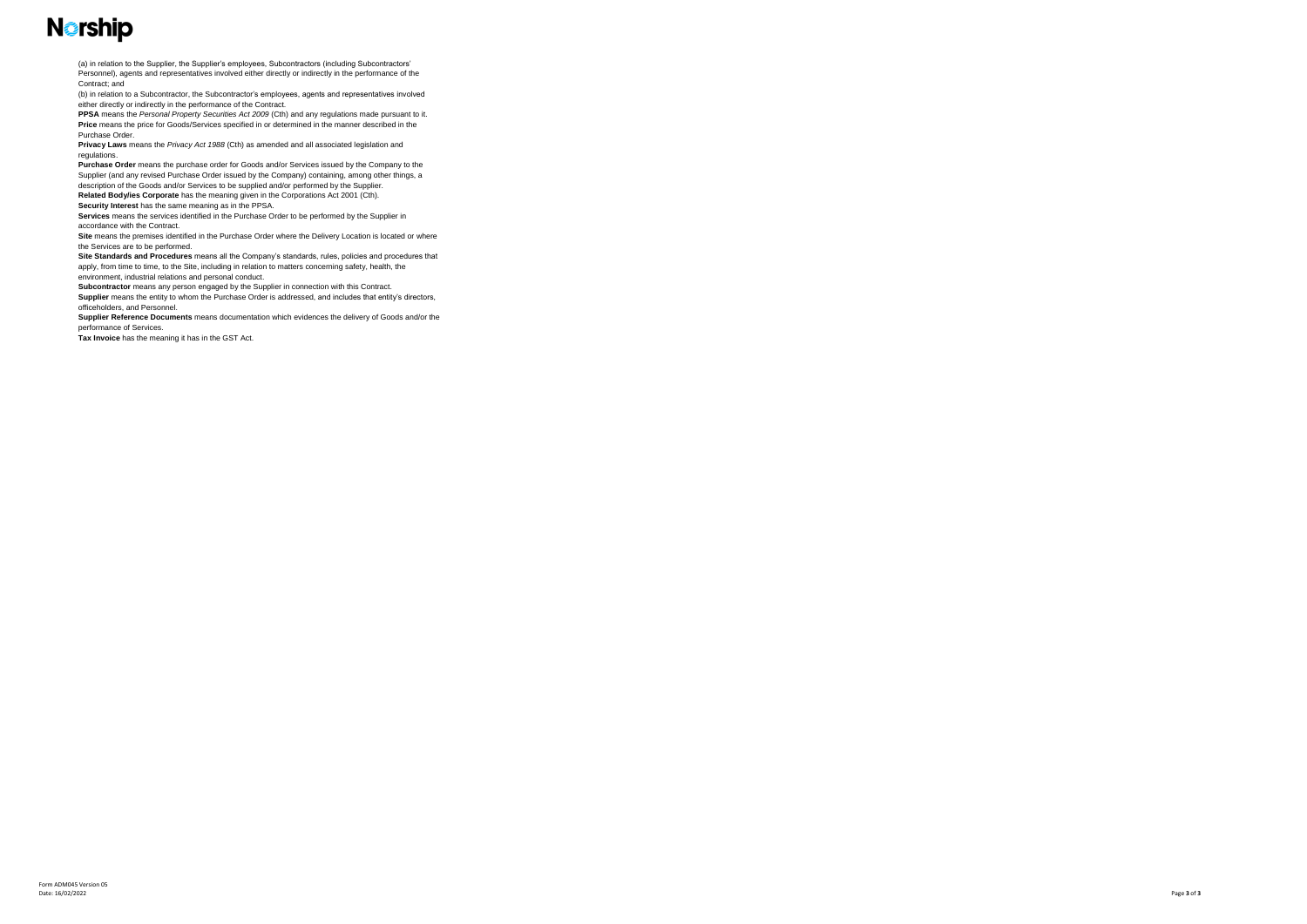(a) in relation to the Supplier, the Supplier's employees, Subcontractors (including Subcontractors' Personnel), agents and representatives involved either directly or indirectly in the performance of the Contract; and

(b) in relation to a Subcontractor, the Subcontractor's employees, agents and representatives involved either directly or indirectly in the performance of the Contract.

**PPSA** means the *Personal Property Securities Act 2009* (Cth) and any regulations made pursuant to it.

**Price** means the price for Goods/Services specified in or determined in the manner described in the Purchase Order.

**Privacy Laws** means the *Privacy Act 1988* (Cth) as amended and all associated legislation and regulations.

**Purchase Order** means the purchase order for Goods and/or Services issued by the Company to the Supplier (and any revised Purchase Order issued by the Company) containing, among other things, a description of the Goods and/or Services to be supplied and/or performed by the Supplier.

**Related Body/ies Corporate** has the meaning given in the Corporations Act 2001 (Cth).

**Security Interest** has the same meaning as in the PPSA.

**Services** means the services identified in the Purchase Order to be performed by the Supplier in accordance with the Contract.

**Site** means the premises identified in the Purchase Order where the Delivery Location is located or where the Services are to be performed.

**Site Standards and Procedures** means all the Company's standards, rules, policies and procedures that apply, from time to time, to the Site, including in relation to matters concerning safety, health, the environment, industrial relations and personal conduct.

**Subcontractor** means any person engaged by the Supplier in connection with this Contract.

**Supplier** means the entity to whom the Purchase Order is addressed, and includes that entity's directors, officeholders, and Personnel.

**Supplier Reference Documents** means documentation which evidences the delivery of Goods and/or the performance of Services.

**Tax Invoice** has the meaning it has in the GST Act.